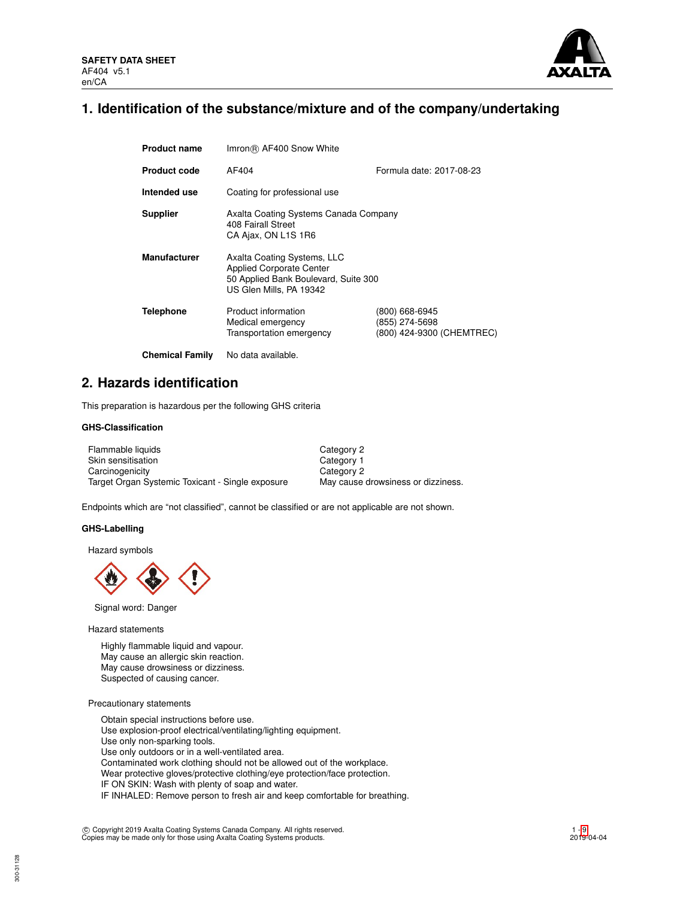**SAFETY DATA SHEET**
AF404 v5.1
en/CA

# 1. Identification of the substance/mixture and of the company/undertaking

| | | |
|---|---|---|
| **Product name** | Imron® AF400 Snow White | |
| **Product code** | AF404 | Formula date: 2017-08-23 |
| **Intended use** | Coating for professional use | |
| **Supplier** | Axalta Coating Systems Canada Company<br>408 Fairall Street<br>CA Ajax, ON L1S 1R6 | |
| **Manufacturer** | Axalta Coating Systems, LLC<br>Applied Corporate Center<br>50 Applied Bank Boulevard, Suite 300<br>US Glen Mills, PA 19342 | |
| **Telephone** | Product information<br>Medical emergency<br>Transportation emergency | (800) 668-6945<br>(855) 274-5698<br>(800) 424-9300 (CHEMTREC) |
| **Chemical Family** | No data available. | |

# 2. Hazards identification

This preparation is hazardous per the following GHS criteria

### GHS-Classification

| | |
|---|---|
| Flammable liquids | Category 2 |
| Skin sensitisation | Category 1 |
| Carcinogenicity | Category 2 |
| Target Organ Systemic Toxicant - Single exposure | May cause drowsiness or dizziness. |

Endpoints which are "not classified", cannot be classified or are not applicable are not shown.

### GHS-Labelling

Hazard symbols

Signal word: Danger

Hazard statements

Highly flammable liquid and vapour.
May cause an allergic skin reaction.
May cause drowsiness or dizziness.
Suspected of causing cancer.

Precautionary statements

Obtain special instructions before use.
Use explosion-proof electrical/ventilating/lighting equipment.
Use only non-sparking tools.
Use only outdoors or in a well-ventilated area.
Contaminated work clothing should not be allowed out of the workplace.
Wear protective gloves/protective clothing/eye protection/face protection.
IF ON SKIN: Wash with plenty of soap and water.
IF INHALED: Remove person to fresh air and keep comfortable for breathing.

© Copyright 2019 Axalta Coating Systems Canada Company. All rights reserved.
Copies may be made only for those using Axalta Coating Systems products.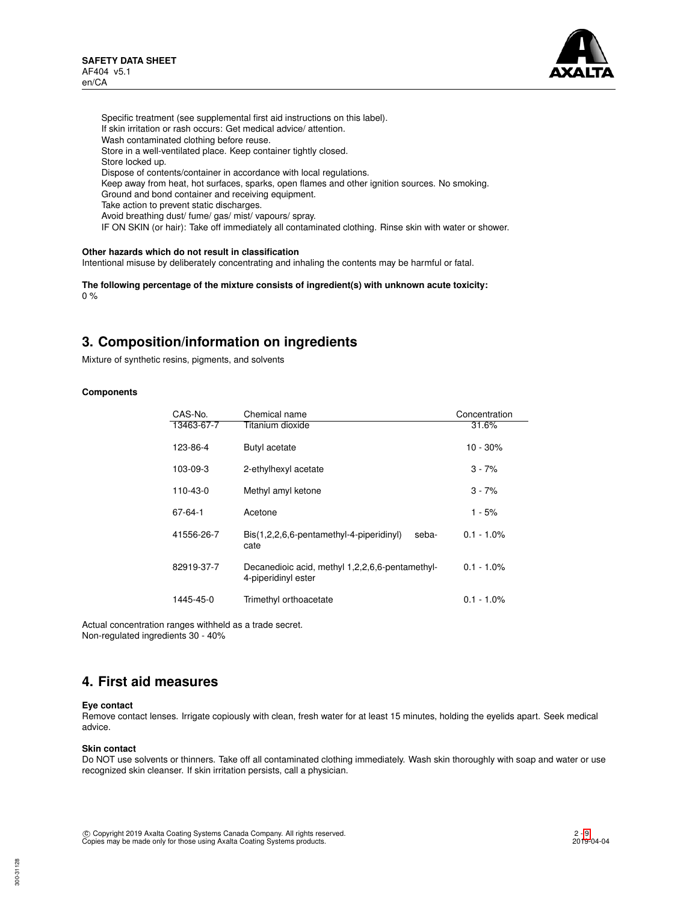Specific treatment (see supplemental first aid instructions on this label).
If skin irritation or rash occurs: Get medical advice/ attention.
Wash contaminated clothing before reuse.
Store in a well-ventilated place. Keep container tightly closed.
Store locked up.
Dispose of contents/container in accordance with local regulations.
Keep away from heat, hot surfaces, sparks, open flames and other ignition sources. No smoking.
Ground and bond container and receiving equipment.
Take action to prevent static discharges.
Avoid breathing dust/ fume/ gas/ mist/ vapours/ spray.
IF ON SKIN (or hair): Take off immediately all contaminated clothing. Rinse skin with water or shower.

**Other hazards which do not result in classification**
Intentional misuse by deliberately concentrating and inhaling the contents may be harmful or fatal.

**The following percentage of the mixture consists of ingredient(s) with unknown acute toxicity:**
0 %

## 3. Composition/information on ingredients

Mixture of synthetic resins, pigments, and solvents

**Components**

| CAS-No. | Chemical name | Concentration |
|---|---|---|
| 13463-67-7 | Titanium dioxide | 31.6% |
| 123-86-4 | Butyl acetate | 10 - 30% |
| 103-09-3 | 2-ethylhexyl acetate | 3 - 7% |
| 110-43-0 | Methyl amyl ketone | 3 - 7% |
| 67-64-1 | Acetone | 1 - 5% |
| 41556-26-7 | Bis(1,2,2,6,6-pentamethyl-4-piperidinyl) sebacate | 0.1 - 1.0% |
| 82919-37-7 | Decanedioic acid, methyl 1,2,2,6,6-pentamethyl-4-piperidinyl ester | 0.1 - 1.0% |
| 1445-45-0 | Trimethyl orthoacetate | 0.1 - 1.0% |

Actual concentration ranges withheld as a trade secret.
Non-regulated ingredients 30 - 40%

## 4. First aid measures

**Eye contact**
Remove contact lenses. Irrigate copiously with clean, fresh water for at least 15 minutes, holding the eyelids apart. Seek medical advice.

**Skin contact**
Do NOT use solvents or thinners. Take off all contaminated clothing immediately. Wash skin thoroughly with soap and water or use recognized skin cleanser. If skin irritation persists, call a physician.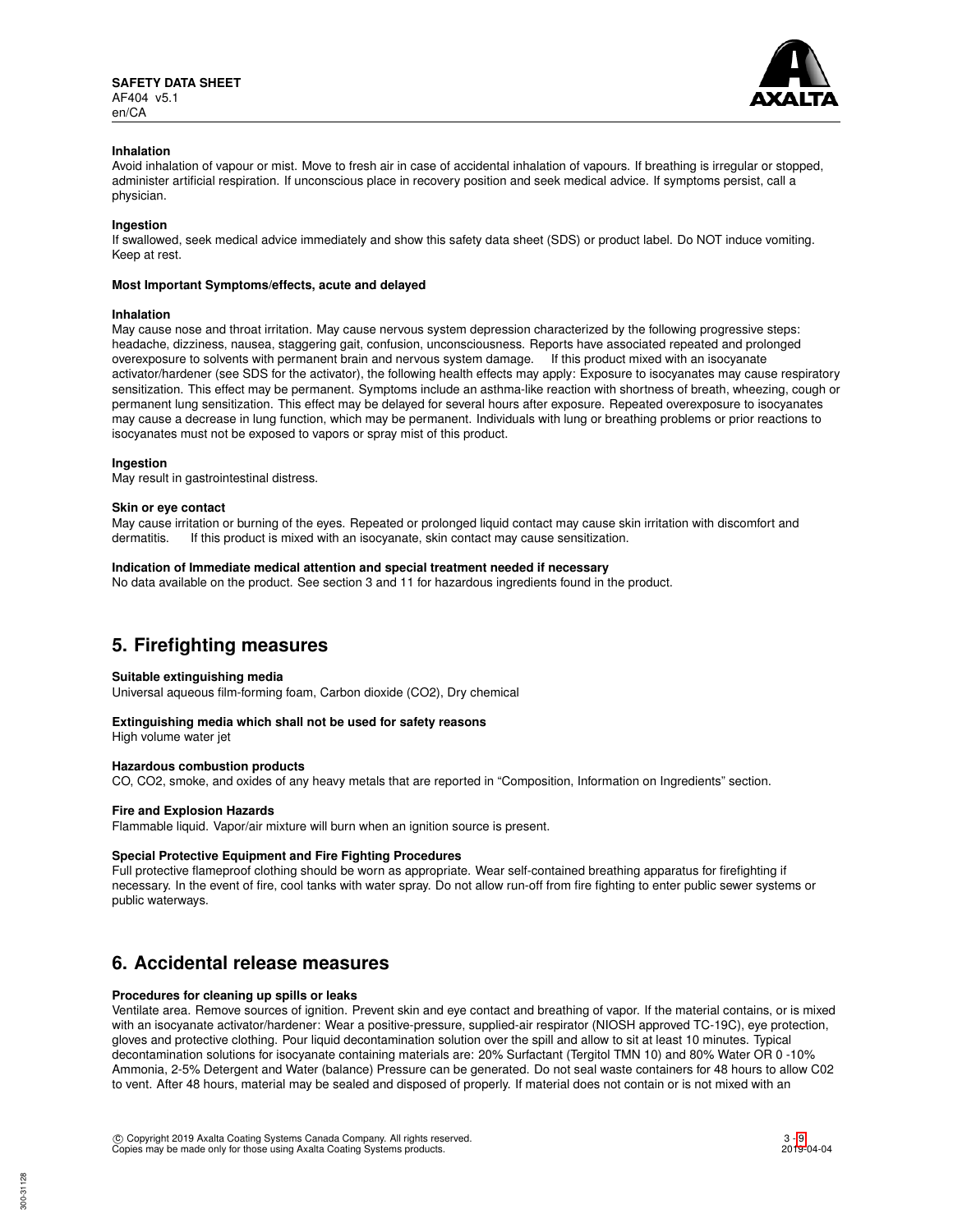**Inhalation**

Avoid inhalation of vapour or mist. Move to fresh air in case of accidental inhalation of vapours. If breathing is irregular or stopped, administer artificial respiration. If unconscious place in recovery position and seek medical advice. If symptoms persist, call a physician.

**Ingestion**

If swallowed, seek medical advice immediately and show this safety data sheet (SDS) or product label. Do NOT induce vomiting. Keep at rest.

**Most Important Symptoms/effects, acute and delayed**

**Inhalation**

May cause nose and throat irritation. May cause nervous system depression characterized by the following progressive steps: headache, dizziness, nausea, staggering gait, confusion, unconsciousness. Reports have associated repeated and prolonged overexposure to solvents with permanent brain and nervous system damage. If this product mixed with an isocyanate activator/hardener (see SDS for the activator), the following health effects may apply: Exposure to isocyanates may cause respiratory sensitization. This effect may be permanent. Symptoms include an asthma-like reaction with shortness of breath, wheezing, cough or permanent lung sensitization. This effect may be delayed for several hours after exposure. Repeated overexposure to isocyanates may cause a decrease in lung function, which may be permanent. Individuals with lung or breathing problems or prior reactions to isocyanates must not be exposed to vapors or spray mist of this product.

**Ingestion**

May result in gastrointestinal distress.

**Skin or eye contact**

May cause irritation or burning of the eyes. Repeated or prolonged liquid contact may cause skin irritation with discomfort and dermatitis. If this product is mixed with an isocyanate, skin contact may cause sensitization.

**Indication of Immediate medical attention and special treatment needed if necessary**

No data available on the product. See section 3 and 11 for hazardous ingredients found in the product.

## 5. Firefighting measures

**Suitable extinguishing media**

Universal aqueous film-forming foam, Carbon dioxide ($CO_2$), Dry chemical

**Extinguishing media which shall not be used for safety reasons**

High volume water jet

**Hazardous combustion products**

CO, $CO_2$, smoke, and oxides of any heavy metals that are reported in “Composition, Information on Ingredients” section.

**Fire and Explosion Hazards**

Flammable liquid. Vapor/air mixture will burn when an ignition source is present.

**Special Protective Equipment and Fire Fighting Procedures**

Full protective flameproof clothing should be worn as appropriate. Wear self-contained breathing apparatus for firefighting if necessary. In the event of fire, cool tanks with water spray. Do not allow run-off from fire fighting to enter public sewer systems or public waterways.

## 6. Accidental release measures

**Procedures for cleaning up spills or leaks**

Ventilate area. Remove sources of ignition. Prevent skin and eye contact and breathing of vapor. If the material contains, or is mixed with an isocyanate activator/hardener: Wear a positive-pressure, supplied-air respirator (NIOSH approved TC-19C), eye protection, gloves and protective clothing. Pour liquid decontamination solution over the spill and allow to sit at least 10 minutes. Typical decontamination solutions for isocyanate containing materials are: 20% Surfactant (Tergitol TMN 10) and 80% Water OR 0 -10% Ammonia, 2-5% Detergent and Water (balance) Pressure can be generated. Do not seal waste containers for 48 hours to allow C02 to vent. After 48 hours, material may be sealed and disposed of properly. If material does not contain or is not mixed with an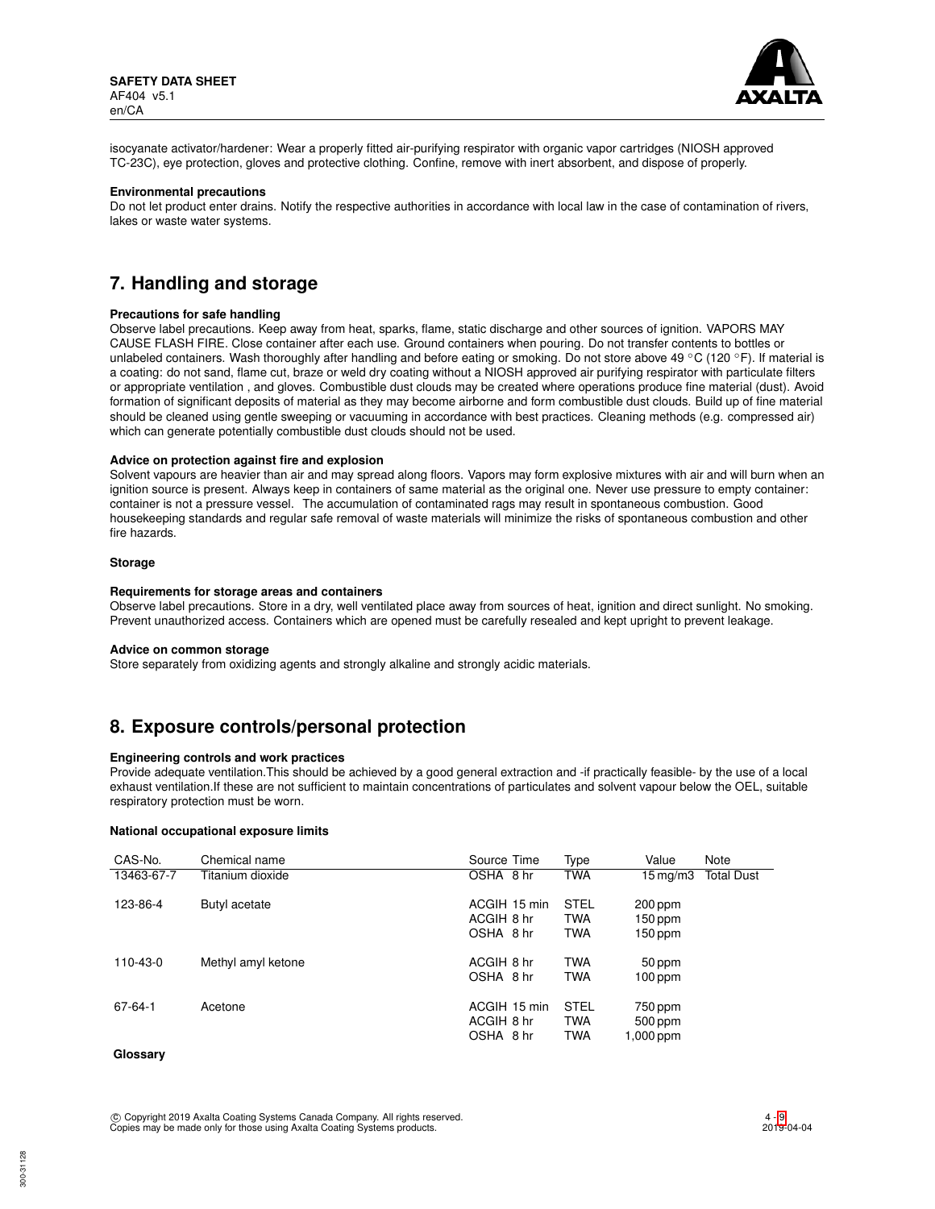isocyanate activator/hardener: Wear a properly fitted air-purifying respirator with organic vapor cartridges (NIOSH approved TC-23C), eye protection, gloves and protective clothing. Confine, remove with inert absorbent, and dispose of properly.

**Environmental precautions**

Do not let product enter drains. Notify the respective authorities in accordance with local law in the case of contamination of rivers, lakes or waste water systems.

## 7. Handling and storage

**Precautions for safe handling**

Observe label precautions. Keep away from heat, sparks, flame, static discharge and other sources of ignition. VAPORS MAY CAUSE FLASH FIRE. Close container after each use. Ground containers when pouring. Do not transfer contents to bottles or unlabeled containers. Wash thoroughly after handling and before eating or smoking. Do not store above 49 °C (120 °F). If material is a coating: do not sand, flame cut, braze or weld dry coating without a NIOSH approved air purifying respirator with particulate filters or appropriate ventilation , and gloves. Combustible dust clouds may be created where operations produce fine material (dust). Avoid formation of significant deposits of material as they may become airborne and form combustible dust clouds. Build up of fine material should be cleaned using gentle sweeping or vacuuming in accordance with best practices. Cleaning methods (e.g. compressed air) which can generate potentially combustible dust clouds should not be used.

**Advice on protection against fire and explosion**

Solvent vapours are heavier than air and may spread along floors. Vapors may form explosive mixtures with air and will burn when an ignition source is present. Always keep in containers of same material as the original one. Never use pressure to empty container: container is not a pressure vessel. The accumulation of contaminated rags may result in spontaneous combustion. Good housekeeping standards and regular safe removal of waste materials will minimize the risks of spontaneous combustion and other fire hazards.

**Storage**

**Requirements for storage areas and containers**

Observe label precautions. Store in a dry, well ventilated place away from sources of heat, ignition and direct sunlight. No smoking. Prevent unauthorized access. Containers which are opened must be carefully resealed and kept upright to prevent leakage.

**Advice on common storage**

Store separately from oxidizing agents and strongly alkaline and strongly acidic materials.

## 8. Exposure controls/personal protection

**Engineering controls and work practices**

Provide adequate ventilation.This should be achieved by a good general extraction and -if practically feasible- by the use of a local exhaust ventilation.If these are not sufficient to maintain concentrations of particulates and solvent vapour below the OEL, suitable respiratory protection must be worn.

**National occupational exposure limits**

| CAS-No. | Chemical name | Source | Time | Type | Value | Note |
|---|---|---|---|---|---|---|
| 13463-67-7 | Titanium dioxide | OSHA | 8 hr | TWA | 15 mg/m3 | Total Dust |
| 123-86-4 | Butyl acetate | ACGIH | 15 min | STEL | 200 ppm | |
| | | ACGIH | 8 hr | TWA | 150 ppm | |
| | | OSHA | 8 hr | TWA | 150 ppm | |
| 110-43-0 | Methyl amyl ketone | ACGIH | 8 hr | TWA | 50 ppm | |
| | | OSHA | 8 hr | TWA | 100 ppm | |
| 67-64-1 | Acetone | ACGIH | 15 min | STEL | 750 ppm | |
| | | ACGIH | 8 hr | TWA | 500 ppm | |
| | | OSHA | 8 hr | TWA | 1,000 ppm | |

**Glossary**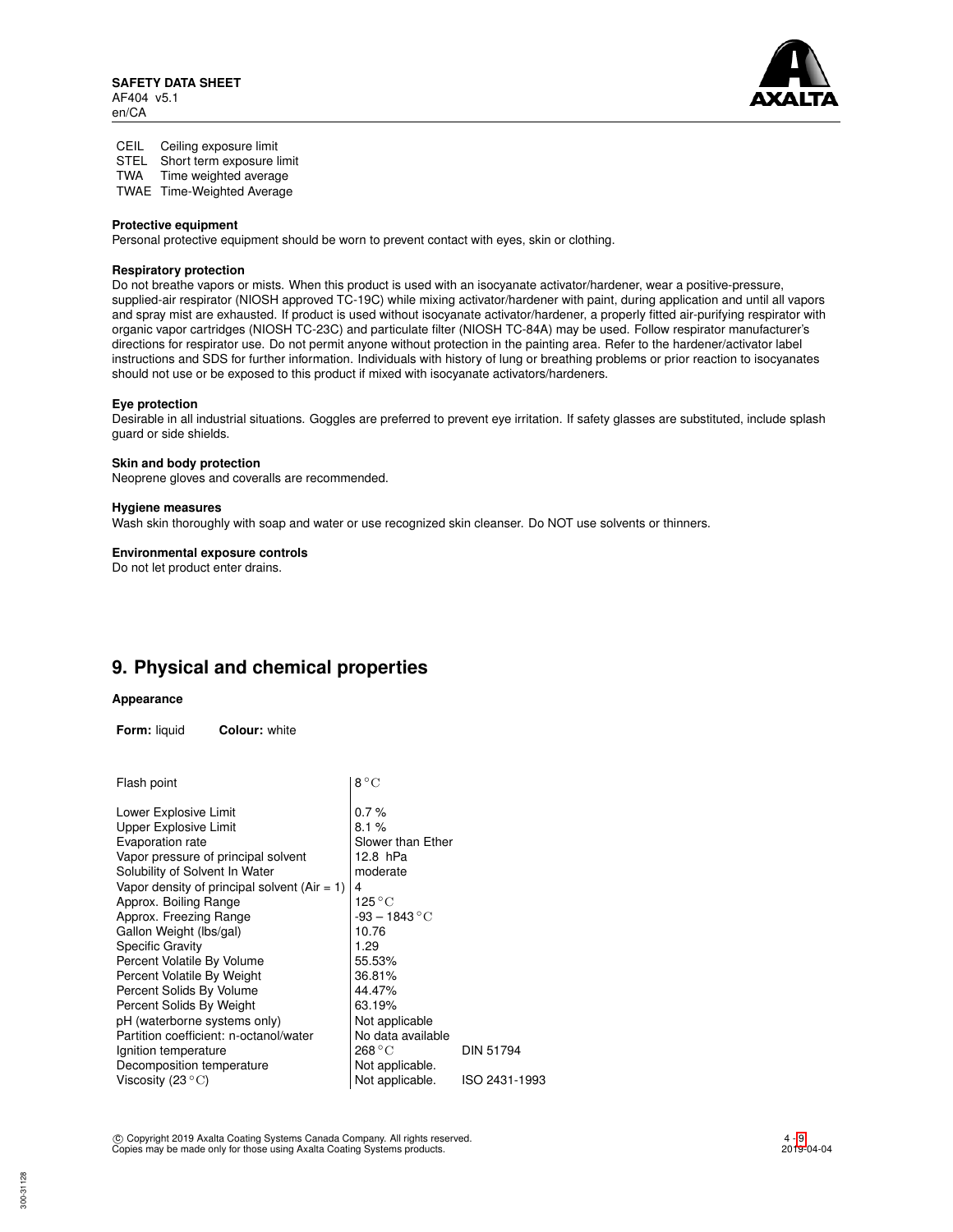| | |
|---|---|
| CEIL | Ceiling exposure limit |
| STEL | Short term exposure limit |
| TWA | Time weighted average |
| TWAE | Time-Weighted Average |

**Protective equipment**
Personal protective equipment should be worn to prevent contact with eyes, skin or clothing.

**Respiratory protection**
Do not breathe vapors or mists. When this product is used with an isocyanate activator/hardener, wear a positive-pressure, supplied-air respirator (NIOSH approved TC-19C) while mixing activator/hardener with paint, during application and until all vapors and spray mist are exhausted. If product is used without isocyanate activator/hardener, a properly fitted air-purifying respirator with organic vapor cartridges (NIOSH TC-23C) and particulate filter (NIOSH TC-84A) may be used. Follow respirator manufacturer's directions for respirator use. Do not permit anyone without protection in the painting area. Refer to the hardener/activator label instructions and SDS for further information. Individuals with history of lung or breathing problems or prior reaction to isocyanates should not use or be exposed to this product if mixed with isocyanate activators/hardeners.

**Eye protection**
Desirable in all industrial situations. Goggles are preferred to prevent eye irritation. If safety glasses are substituted, include splash guard or side shields.

**Skin and body protection**
Neoprene gloves and coveralls are recommended.

**Hygiene measures**
Wash skin thoroughly with soap and water or use recognized skin cleanser. Do NOT use solvents or thinners.

**Environmental exposure controls**
Do not let product enter drains.

## 9. Physical and chemical properties

**Appearance**

**Form:** liquid **Colour:** white

| | | |
|---|---|---|
| Flash point | 8 °C | |
| Lower Explosive Limit | 0.7 % | |
| Upper Explosive Limit | 8.1 % | |
| Evaporation rate | Slower than Ether | |
| Vapor pressure of principal solvent | 12.8 hPa | |
| Solubility of Solvent In Water | moderate | |
| Vapor density of principal solvent (Air = 1) | 4 | |
| Approx. Boiling Range | 125 °C | |
| Approx. Freezing Range | -93 – 1843 °C | |
| Gallon Weight (lbs/gal) | 10.76 | |
| Specific Gravity | 1.29 | |
| Percent Volatile By Volume | 55.53% | |
| Percent Volatile By Weight | 36.81% | |
| Percent Solids By Volume | 44.47% | |
| Percent Solids By Weight | 63.19% | |
| pH (waterborne systems only) | Not applicable | |
| Partition coefficient: n-octanol/water | No data available | |
| Ignition temperature | 268 °C | DIN 51794 |
| Decomposition temperature | Not applicable. | |
| Viscosity (23 °C) | Not applicable. | ISO 2431-1993 |

© Copyright 2019 Axalta Coating Systems Canada Company. All rights reserved.
Copies may be made only for those using Axalta Coating Systems products.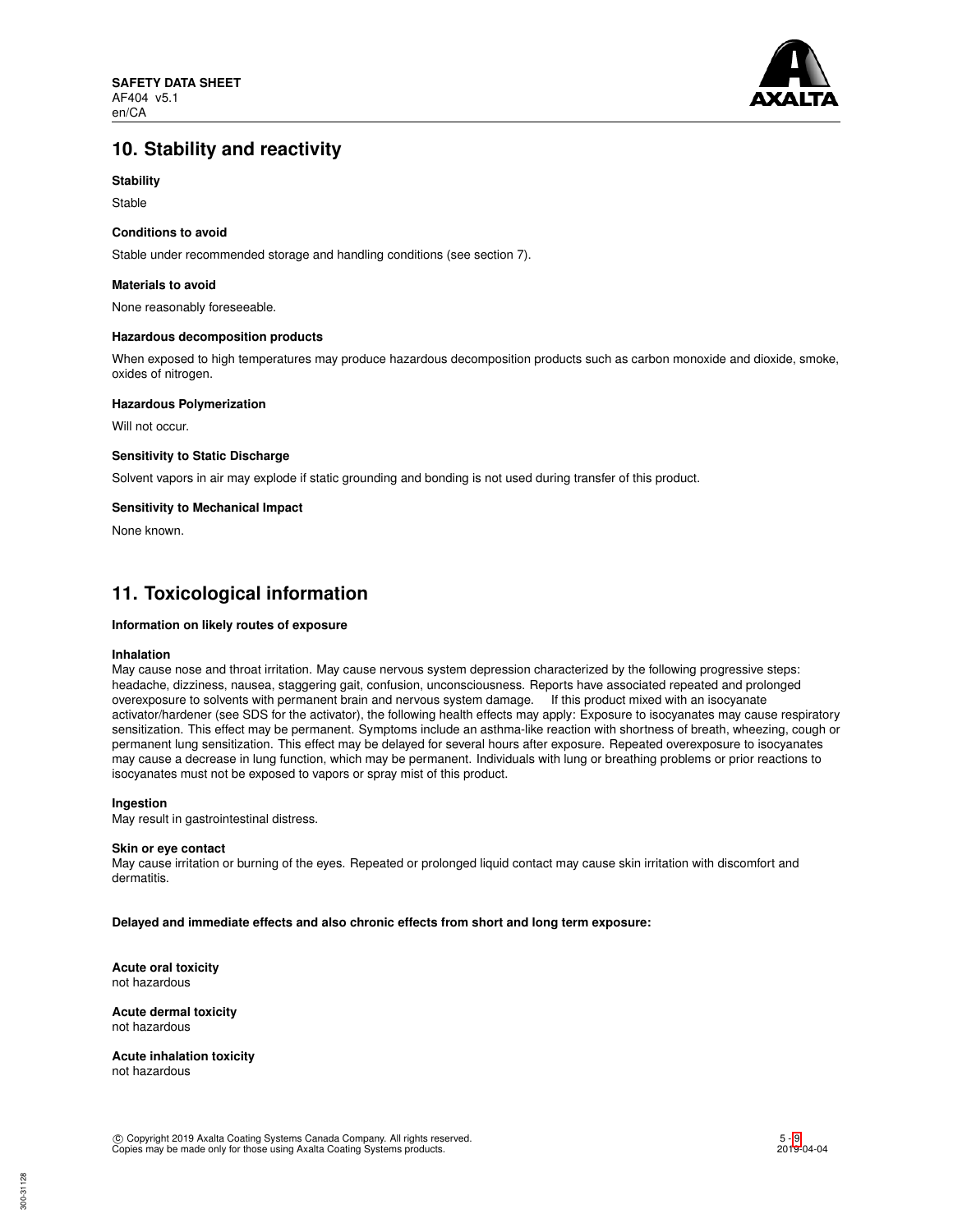## 10. Stability and reactivity

**Stability**

Stable

**Conditions to avoid**

Stable under recommended storage and handling conditions (see section 7).

**Materials to avoid**

None reasonably foreseeable.

**Hazardous decomposition products**

When exposed to high temperatures may produce hazardous decomposition products such as carbon monoxide and dioxide, smoke, oxides of nitrogen.

**Hazardous Polymerization**

Will not occur.

**Sensitivity to Static Discharge**

Solvent vapors in air may explode if static grounding and bonding is not used during transfer of this product.

**Sensitivity to Mechanical Impact**

None known.

## 11. Toxicological information

**Information on likely routes of exposure**

**Inhalation**

May cause nose and throat irritation. May cause nervous system depression characterized by the following progressive steps: headache, dizziness, nausea, staggering gait, confusion, unconsciousness. Reports have associated repeated and prolonged overexposure to solvents with permanent brain and nervous system damage. If this product mixed with an isocyanate activator/hardener (see SDS for the activator), the following health effects may apply: Exposure to isocyanates may cause respiratory sensitization. This effect may be permanent. Symptoms include an asthma-like reaction with shortness of breath, wheezing, cough or permanent lung sensitization. This effect may be delayed for several hours after exposure. Repeated overexposure to isocyanates may cause a decrease in lung function, which may be permanent. Individuals with lung or breathing problems or prior reactions to isocyanates must not be exposed to vapors or spray mist of this product.

**Ingestion**

May result in gastrointestinal distress.

**Skin or eye contact**

May cause irritation or burning of the eyes. Repeated or prolonged liquid contact may cause skin irritation with discomfort and dermatitis.

**Delayed and immediate effects and also chronic effects from short and long term exposure:**

**Acute oral toxicity**
not hazardous

**Acute dermal toxicity**
not hazardous

**Acute inhalation toxicity**
not hazardous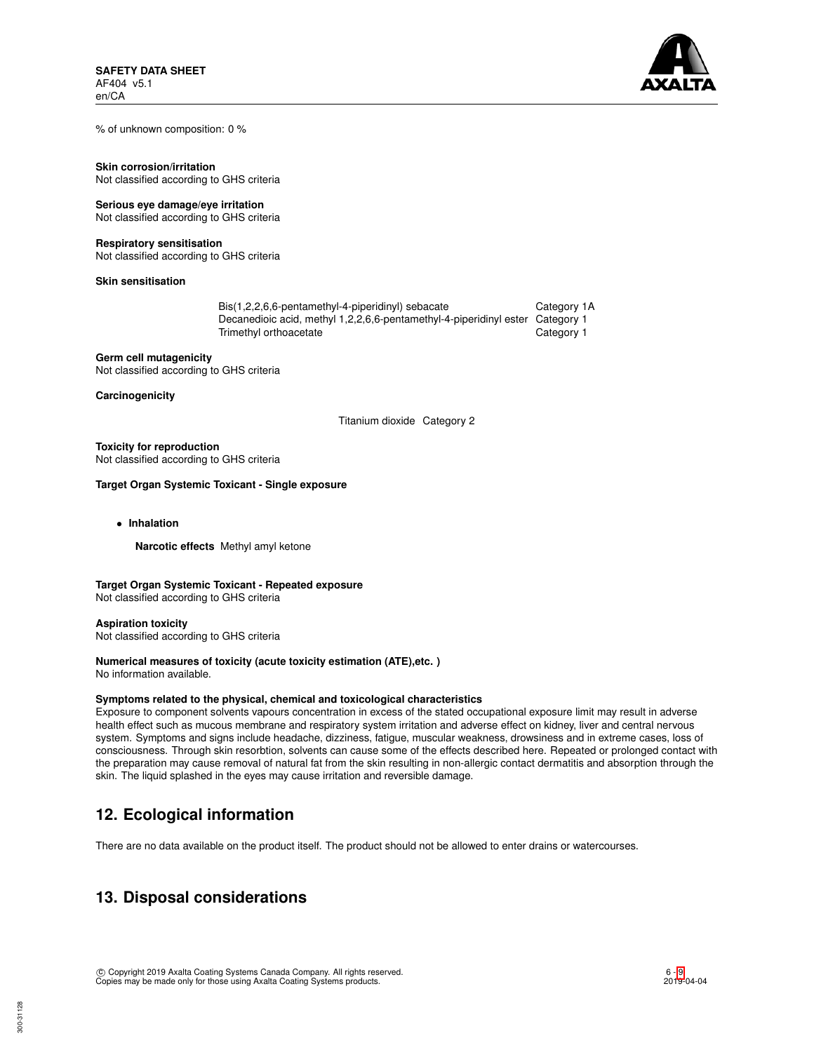% of unknown composition: 0 %

**Skin corrosion/irritation**
Not classified according to GHS criteria

**Serious eye damage/eye irritation**
Not classified according to GHS criteria

**Respiratory sensitisation**
Not classified according to GHS criteria

**Skin sensitisation**

| | |
|---|---|
| Bis(1,2,2,6,6-pentamethyl-4-piperidinyl) sebacate | Category 1A |
| Decanedioic acid, methyl 1,2,2,6,6-pentamethyl-4-piperidinyl ester | Category 1 |
| Trimethyl orthoacetate | Category 1 |

**Germ cell mutagenicity**
Not classified according to GHS criteria

**Carcinogenicity**

| | |
|---|---|
| Titanium dioxide | Category 2 |

**Toxicity for reproduction**
Not classified according to GHS criteria

**Target Organ Systemic Toxicant - Single exposure**

- **Inhalation**

  **Narcotic effects** Methyl amyl ketone

**Target Organ Systemic Toxicant - Repeated exposure**
Not classified according to GHS criteria

**Aspiration toxicity**
Not classified according to GHS criteria

**Numerical measures of toxicity (acute toxicity estimation (ATE),etc. )**
No information available.

**Symptoms related to the physical, chemical and toxicological characteristics**
Exposure to component solvents vapours concentration in excess of the stated occupational exposure limit may result in adverse health effect such as mucous membrane and respiratory system irritation and adverse effect on kidney, liver and central nervous system. Symptoms and signs include headache, dizziness, fatigue, muscular weakness, drowsiness and in extreme cases, loss of consciousness. Through skin resorbtion, solvents can cause some of the effects described here. Repeated or prolonged contact with the preparation may cause removal of natural fat from the skin resulting in non-allergic contact dermatitis and absorption through the skin. The liquid splashed in the eyes may cause irritation and reversible damage.

## 12. Ecological information

There are no data available on the product itself. The product should not be allowed to enter drains or watercourses.

## 13. Disposal considerations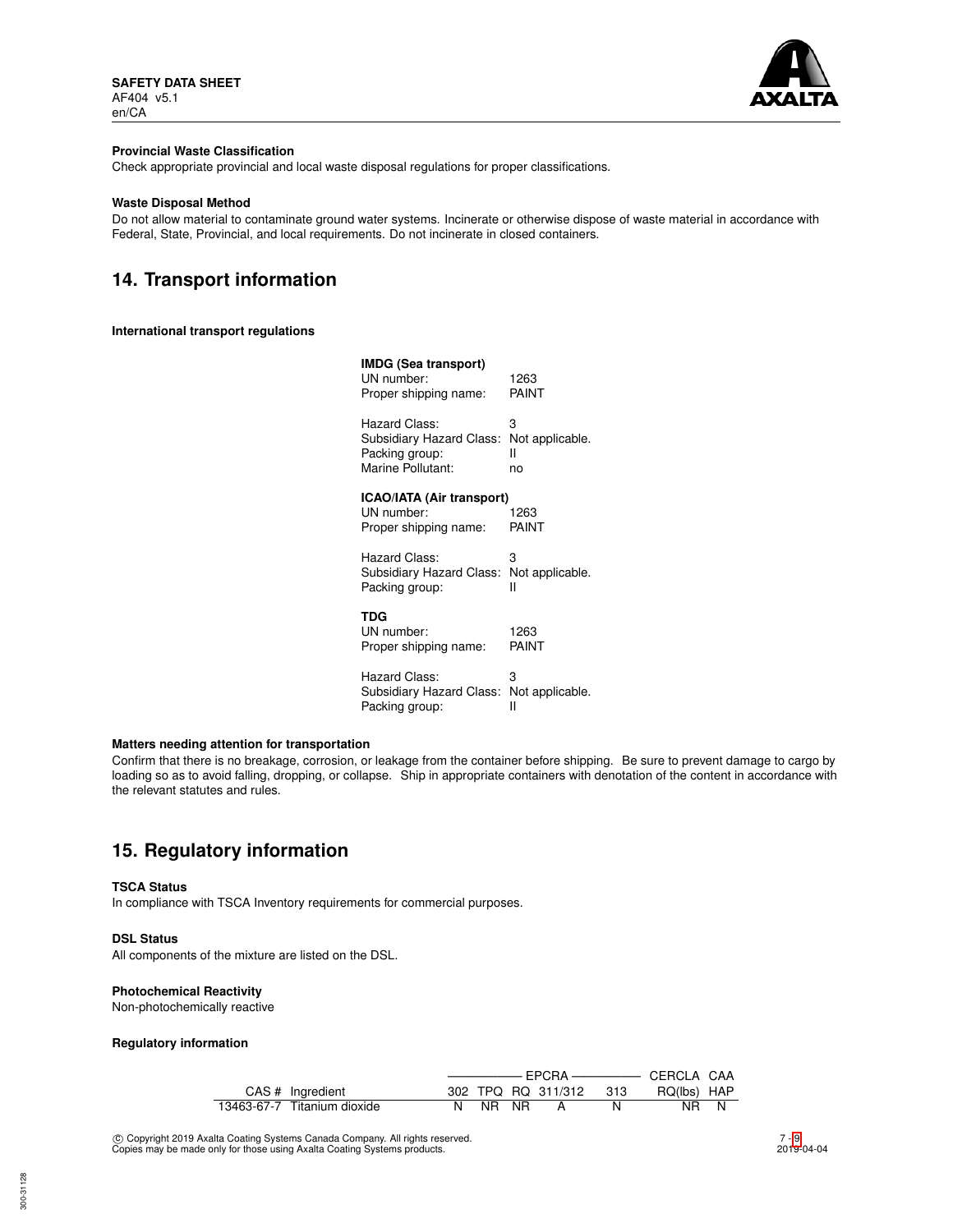**Provincial Waste Classification**

Check appropriate provincial and local waste disposal regulations for proper classifications.

**Waste Disposal Method**

Do not allow material to contaminate ground water systems. Incinerate or otherwise dispose of waste material in accordance with Federal, State, Provincial, and local requirements. Do not incinerate in closed containers.

# 14. Transport information

**International transport regulations**

**IMDG (Sea transport)**

UN number: 1263
Proper shipping name: PAINT

Hazard Class: 3
Subsidiary Hazard Class: Not applicable.
Packing group: II
Marine Pollutant: no

**ICAO/IATA (Air transport)**

UN number: 1263
Proper shipping name: PAINT

Hazard Class: 3
Subsidiary Hazard Class: Not applicable.
Packing group: II

**TDG**

UN number: 1263
Proper shipping name: PAINT

Hazard Class: 3
Subsidiary Hazard Class: Not applicable.
Packing group: II

**Matters needing attention for transportation**

Confirm that there is no breakage, corrosion, or leakage from the container before shipping. Be sure to prevent damage to cargo by loading so as to avoid falling, dropping, or collapse. Ship in appropriate containers with denotation of the content in accordance with the relevant statutes and rules.

# 15. Regulatory information

**TSCA Status**

In compliance with TSCA Inventory requirements for commercial purposes.

**DSL Status**

All components of the mixture are listed on the DSL.

**Photochemical Reactivity**

Non-photochemically reactive

**Regulatory information**

| | | EPCRA | | | | | CERCLA | CAA |
|---|---|---|---|---|---|---|---|---|
| CAS # | Ingredient | 302 | TPQ | RQ | 311/312 | 313 | RQ(lbs) | HAP |
| 13463-67-7 | Titanium dioxide | N | NR | NR | A | N | NR | N |

© Copyright 2019 Axalta Coating Systems Canada Company. All rights reserved.
Copies may be made only for those using Axalta Coating Systems products.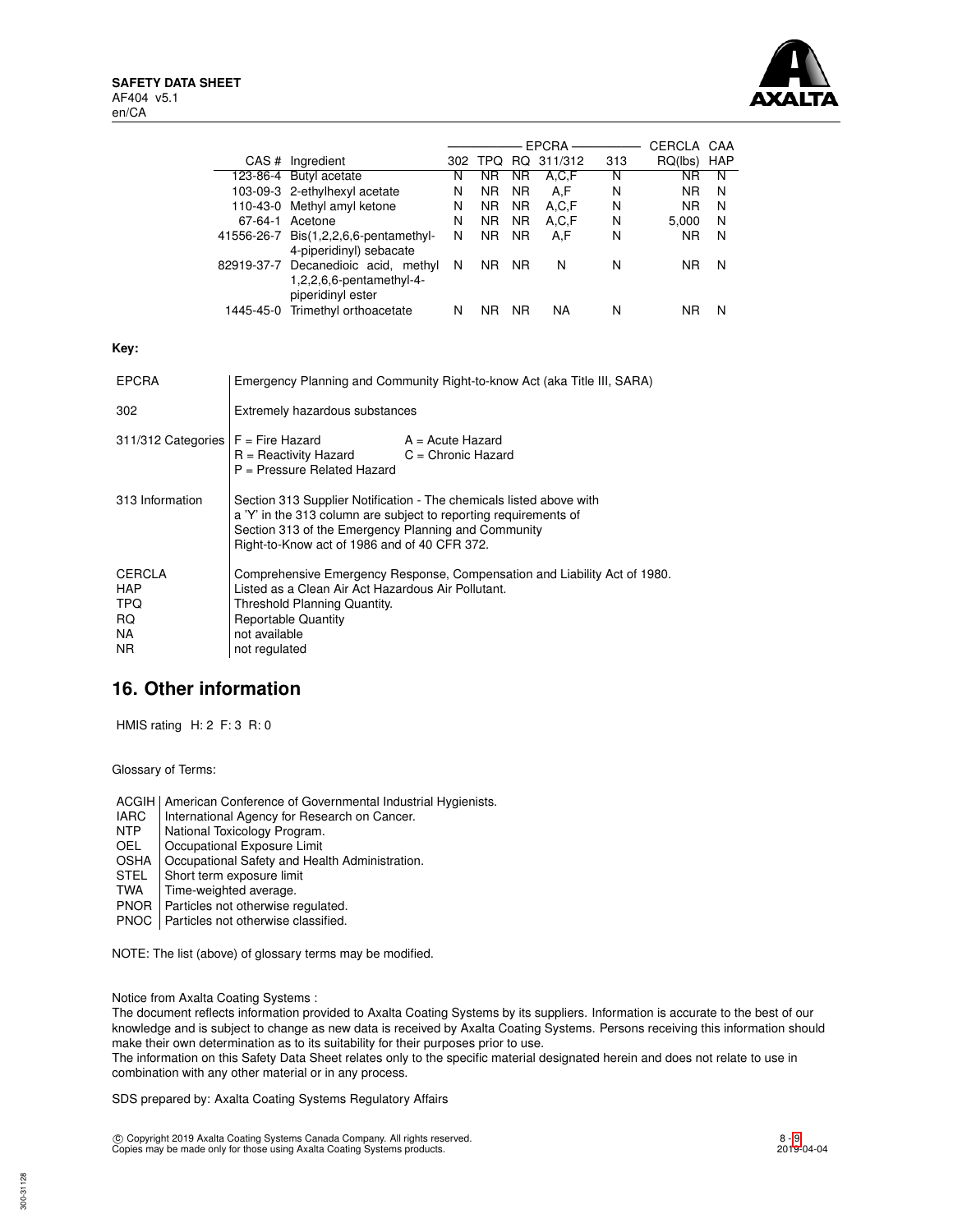| | | EPCRA | | | | | CERCLA | CAA |
|---|---|---|---|---|---|---|---|---|
| CAS # | Ingredient | 302 | TPQ | RQ | 311/312 | 313 | RQ(lbs) | HAP |
| 123-86-4 | Butyl acetate | N | NR | NR | A,C,F | N | NR | N |
| 103-09-3 | 2-ethylhexyl acetate | N | NR | NR | A,F | N | NR | N |
| 110-43-0 | Methyl amyl ketone | N | NR | NR | A,C,F | N | NR | N |
| 67-64-1 | Acetone | N | NR | NR | A,C,F | N | 5,000 | N |
| 41556-26-7 | Bis(1,2,2,6,6-pentamethyl-4-piperidinyl) sebacate | N | NR | NR | A,F | N | NR | N |
| 82919-37-7 | Decanedioic acid, methyl 1,2,2,6,6-pentamethyl-4-piperidinyl ester | N | NR | NR | N | N | NR | N |
| 1445-45-0 | Trimethyl orthoacetate | N | NR | NR | NA | N | NR | N |

**Key:**

| | |
|---|---|
| EPCRA | Emergency Planning and Community Right-to-know Act (aka Title III, SARA) |
| 302 | Extremely hazardous substances |
| 311/312 Categories | F = Fire Hazard; A = Acute Hazard; R = Reactivity Hazard; C = Chronic Hazard; P = Pressure Related Hazard |
| 313 Information | Section 313 Supplier Notification - The chemicals listed above with a 'Y' in the 313 column are subject to reporting requirements of Section 313 of the Emergency Planning and Community Right-to-Know act of 1986 and of 40 CFR 372. |
| CERCLA | Comprehensive Emergency Response, Compensation and Liability Act of 1980. |
| HAP | Listed as a Clean Air Act Hazardous Air Pollutant. |
| TPQ | Threshold Planning Quantity. |
| RQ | Reportable Quantity |
| NA | not available |
| NR | not regulated |

## 16. Other information

HMIS rating H: 2 F: 3 R: 0

Glossary of Terms:

| | |
|---|---|
| ACGIH | American Conference of Governmental Industrial Hygienists. |
| IARC | International Agency for Research on Cancer. |
| NTP | National Toxicology Program. |
| OEL | Occupational Exposure Limit |
| OSHA | Occupational Safety and Health Administration. |
| STEL | Short term exposure limit |
| TWA | Time-weighted average. |
| PNOR | Particles not otherwise regulated. |
| PNOC | Particles not otherwise classified. |

NOTE: The list (above) of glossary terms may be modified.

Notice from Axalta Coating Systems :
The document reflects information provided to Axalta Coating Systems by its suppliers. Information is accurate to the best of our knowledge and is subject to change as new data is received by Axalta Coating Systems. Persons receiving this information should make their own determination as to its suitability for their purposes prior to use.
The information on this Safety Data Sheet relates only to the specific material designated herein and does not relate to use in combination with any other material or in any process.

SDS prepared by: Axalta Coating Systems Regulatory Affairs

© Copyright 2019 Axalta Coating Systems Canada Company. All rights reserved.
Copies may be made only for those using Axalta Coating Systems products.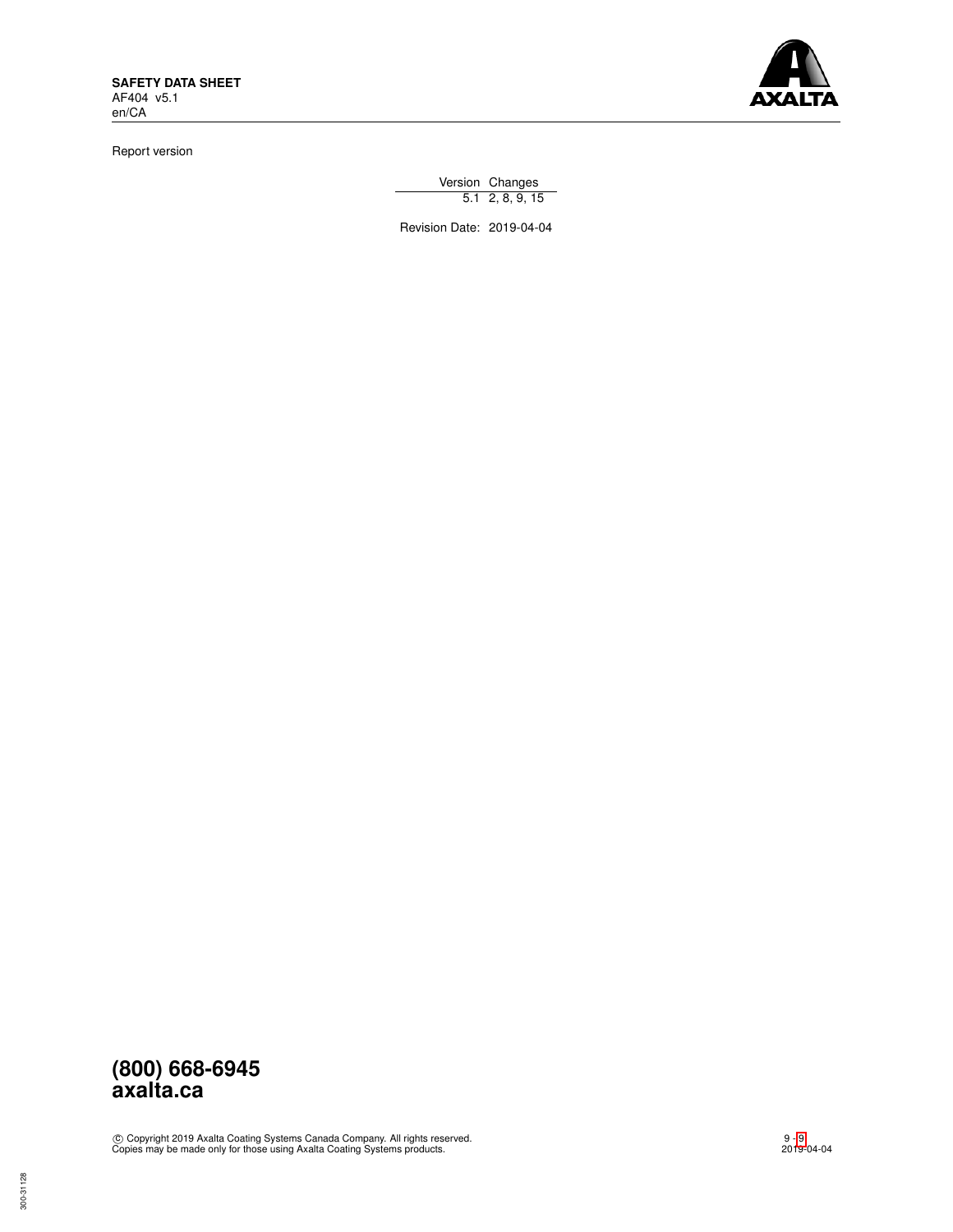Report version

| Version | Changes |
| --- | --- |
| 5.1 | 2, 8, 9, 15 |

Revision Date: 2019-04-04

**(800) 668-6945**
**axalta.ca**

© Copyright 2019 Axalta Coating Systems Canada Company. All rights reserved.
Copies may be made only for those using Axalta Coating Systems products.